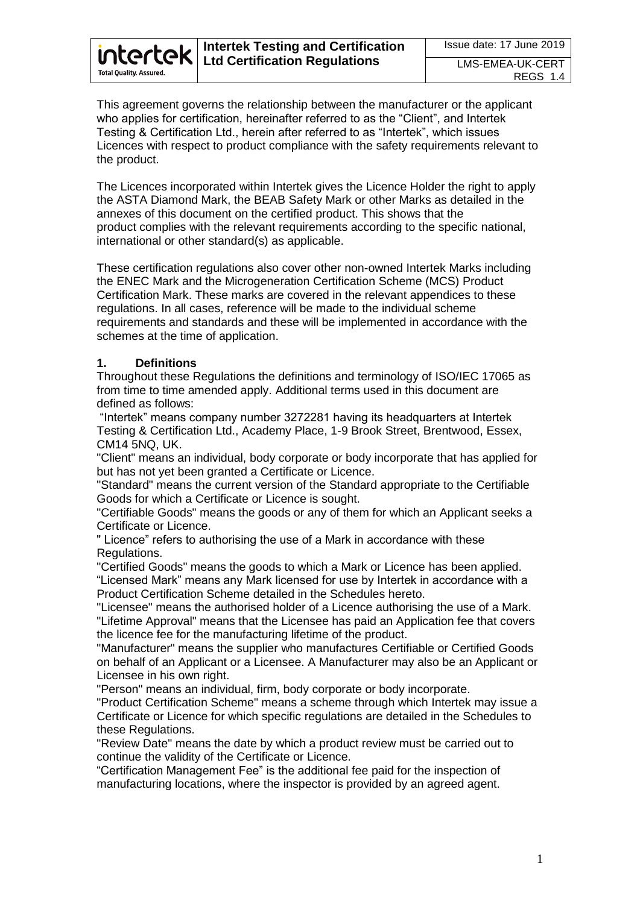This agreement governs the relationship between the manufacturer or the applicant who applies for certification, hereinafter referred to as the "Client", and Intertek Testing & Certification Ltd., herein after referred to as "Intertek", which issues Licences with respect to product compliance with the safety requirements relevant to the product.

The Licences incorporated within Intertek gives the Licence Holder the right to apply the ASTA Diamond Mark, the BEAB Safety Mark or other Marks as detailed in the annexes of this document on the certified product. This shows that the product complies with the relevant requirements according to the specific national, international or other standard(s) as applicable.

These certification regulations also cover other non-owned Intertek Marks including the ENEC Mark and the Microgeneration Certification Scheme (MCS) Product Certification Mark. These marks are covered in the relevant appendices to these regulations. In all cases, reference will be made to the individual scheme requirements and standards and these will be implemented in accordance with the schemes at the time of application.

## 1. Definitions

Throughout these Regulations the definitions and terminology of ISO/IEC 17065 as from time to time amended apply. Additional terms used in this document are defined as follows:

"Intertek" means company number 3272281 having its headquarters at Intertek Testing & Certification Ltd., Academy Place, 1-9 Brook Street, Brentwood, Essex, CM14 5NQ, UK.

"Client" means an individual, body corporate or body incorporate that has applied for but has not yet been granted a Certificate or Licence.

"Standard" means the current version of the Standard appropriate to the Certifiable Goods for which a Certificate or Licence is sought.

"Certifiable Goods" means the goods or any of them for which an Applicant seeks a Certificate or Licence.

" Licence" refers to authorising the use of a Mark in accordance with these Regulations.

"Certified Goods" means the goods to which a Mark or Licence has been applied.

"Licensed Mark" means any Mark licensed for use by Intertek in accordance with a Product Certification Scheme detailed in the Schedules hereto.

"Licensee" means the authorised holder of a Licence authorising the use of a Mark.

"Lifetime Approval" means that the Licensee has paid an Application fee that covers the licence fee for the manufacturing lifetime of the product.

"Manufacturer" means the supplier who manufactures Certifiable or Certified Goods on behalf of an Applicant or a Licensee. A Manufacturer may also be an Applicant or Licensee in his own right.

"Person" means an individual, firm, body corporate or body incorporate.

"Product Certification Scheme" means a scheme through which Intertek may issue a Certificate or Licence for which specific regulations are detailed in the Schedules to these Regulations.

"Review Date" means the date by which a product review must be carried out to continue the validity of the Certificate or Licence.

"Certification Management Fee" is the additional fee paid for the inspection of manufacturing locations, where the inspector is provided by an agreed agent.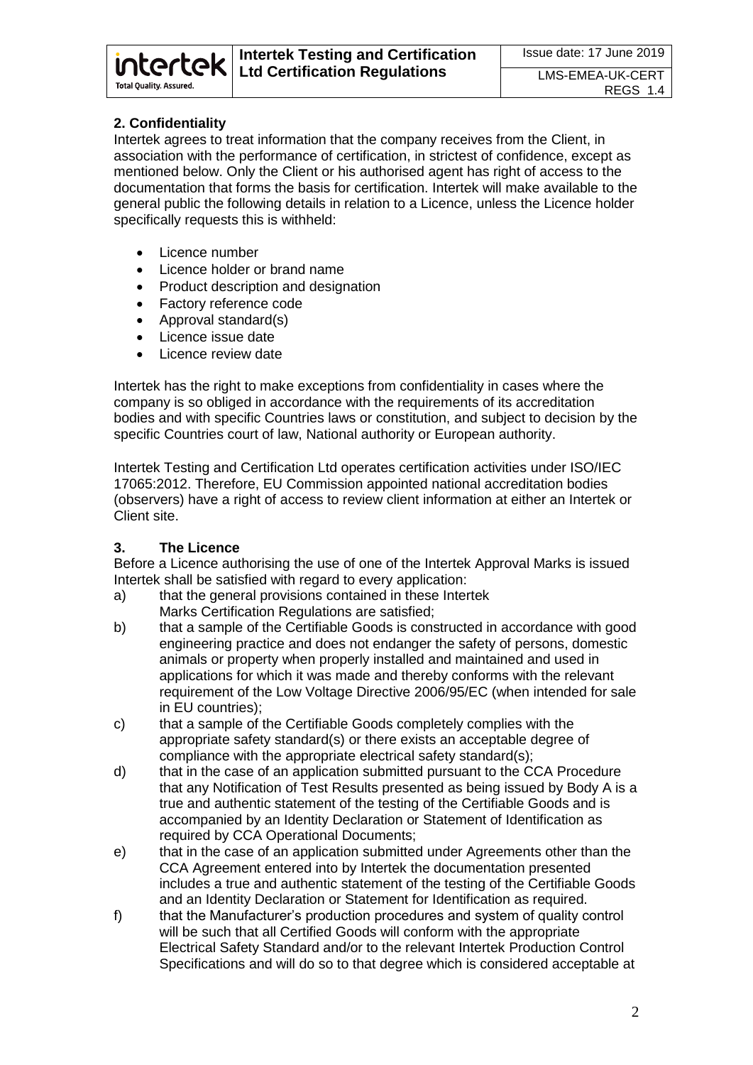## 2. Confidentiality

Intertek agrees to treat information that the company receives from the Client, in association with the performance of certification, in strictest of confidence, except as mentioned below. Only the Client or his authorised agent has right of access to the documentation that forms the basis for certification. Intertek will make available to the general public the following details in relation to a Licence, unless the Licence holder specifically requests this is withheld:

- Licence number
- Licence holder or brand name
- Product description and designation
- Factory reference code
- Approval standard(s)
- Licence issue date
- Licence review date

Intertek has the right to make exceptions from confidentiality in cases where the company is so obliged in accordance with the requirements of its accreditation bodies and with specific Countries laws or constitution, and subject to decision by the specific Countries court of law, National authority or European authority.

Intertek Testing and Certification Ltd operates certification activities under ISO/IEC 17065:2012. Therefore, EU Commission appointed national accreditation bodies (observers) have a right of access to review client information at either an Intertek or Client site.

## 3. The Licence

Before a Licence authorising the use of one of the Intertek Approval Marks is issued Intertek shall be satisfied with regard to every application:

a) that the general provisions contained in these Intertek Marks Certification Regulations are satisfied;

b) that a sample of the Certifiable Goods is constructed in accordance with good engineering practice and does not endanger the safety of persons, domestic animals or property when properly installed and maintained and used in applications for which it was made and thereby conforms with the relevant requirement of the Low Voltage Directive 2006/95/EC (when intended for sale in EU countries);

c) that a sample of the Certifiable Goods completely complies with the appropriate safety standard(s) or there exists an acceptable degree of compliance with the appropriate electrical safety standard(s);

d) that in the case of an application submitted pursuant to the CCA Procedure that any Notification of Test Results presented as being issued by Body A is a true and authentic statement of the testing of the Certifiable Goods and is accompanied by an Identity Declaration or Statement of Identification as required by CCA Operational Documents;

e) that in the case of an application submitted under Agreements other than the CCA Agreement entered into by Intertek the documentation presented includes a true and authentic statement of the testing of the Certifiable Goods and an Identity Declaration or Statement for Identification as required.

f) that the Manufacturer's production procedures and system of quality control will be such that all Certified Goods will conform with the appropriate Electrical Safety Standard and/or to the relevant Intertek Production Control Specifications and will do so to that degree which is considered acceptable at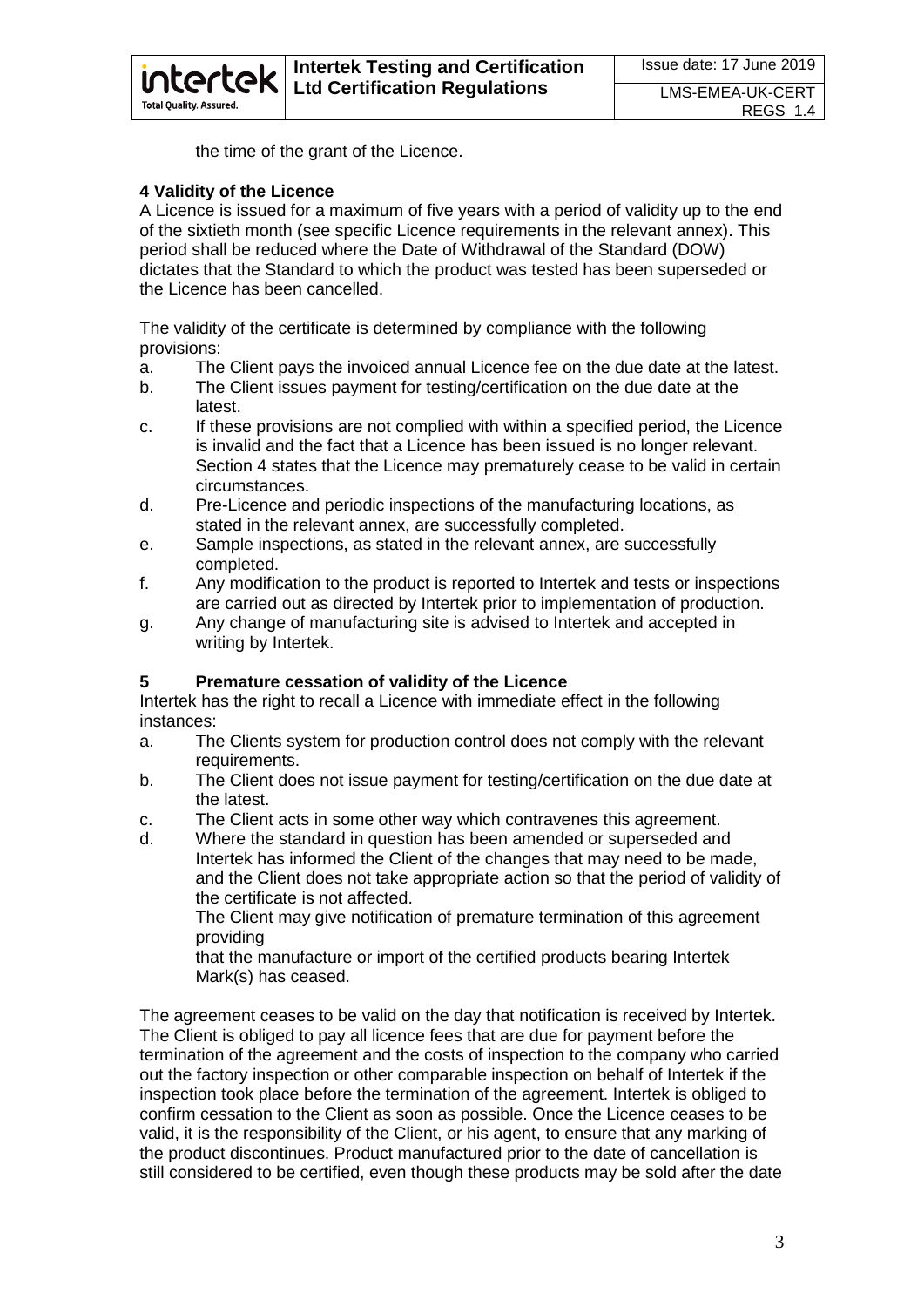the time of the grant of the Licence.

**4 Validity of the Licence**

A Licence is issued for a maximum of five years with a period of validity up to the end of the sixtieth month (see specific Licence requirements in the relevant annex). This period shall be reduced where the Date of Withdrawal of the Standard (DOW) dictates that the Standard to which the product was tested has been superseded or the Licence has been cancelled.

The validity of the certificate is determined by compliance with the following provisions:

a. The Client pays the invoiced annual Licence fee on the due date at the latest.
b. The Client issues payment for testing/certification on the due date at the latest.
c. If these provisions are not complied with within a specified period, the Licence is invalid and the fact that a Licence has been issued is no longer relevant. Section 4 states that the Licence may prematurely cease to be valid in certain circumstances.
d. Pre-Licence and periodic inspections of the manufacturing locations, as stated in the relevant annex, are successfully completed.
e. Sample inspections, as stated in the relevant annex, are successfully completed.
f. Any modification to the product is reported to Intertek and tests or inspections are carried out as directed by Intertek prior to implementation of production.
g. Any change of manufacturing site is advised to Intertek and accepted in writing by Intertek.

**5 Premature cessation of validity of the Licence**

Intertek has the right to recall a Licence with immediate effect in the following instances:

a. The Clients system for production control does not comply with the relevant requirements.
b. The Client does not issue payment for testing/certification on the due date at the latest.
c. The Client acts in some other way which contravenes this agreement.
d. Where the standard in question has been amended or superseded and Intertek has informed the Client of the changes that may need to be made, and the Client does not take appropriate action so that the period of validity of the certificate is not affected.
   The Client may give notification of premature termination of this agreement providing
   that the manufacture or import of the certified products bearing Intertek Mark(s) has ceased.

The agreement ceases to be valid on the day that notification is received by Intertek. The Client is obliged to pay all licence fees that are due for payment before the termination of the agreement and the costs of inspection to the company who carried out the factory inspection or other comparable inspection on behalf of Intertek if the inspection took place before the termination of the agreement. Intertek is obliged to confirm cessation to the Client as soon as possible. Once the Licence ceases to be valid, it is the responsibility of the Client, or his agent, to ensure that any marking of the product discontinues. Product manufactured prior to the date of cancellation is still considered to be certified, even though these products may be sold after the date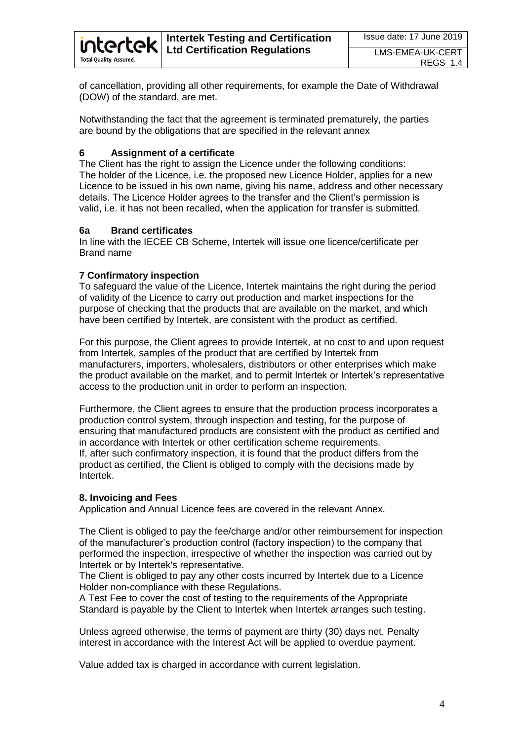of cancellation, providing all other requirements, for example the Date of Withdrawal (DOW) of the standard, are met.

Notwithstanding the fact that the agreement is terminated prematurely, the parties are bound by the obligations that are specified in the relevant annex

## 6 Assignment of a certificate

The Client has the right to assign the Licence under the following conditions:
The holder of the Licence, i.e. the proposed new Licence Holder, applies for a new Licence to be issued in his own name, giving his name, address and other necessary details. The Licence Holder agrees to the transfer and the Client's permission is valid, i.e. it has not been recalled, when the application for transfer is submitted.

## 6a Brand certificates

In line with the IECEE CB Scheme, Intertek will issue one licence/certificate per Brand name

## 7 Confirmatory inspection

To safeguard the value of the Licence, Intertek maintains the right during the period of validity of the Licence to carry out production and market inspections for the purpose of checking that the products that are available on the market, and which have been certified by Intertek, are consistent with the product as certified.

For this purpose, the Client agrees to provide Intertek, at no cost to and upon request from Intertek, samples of the product that are certified by Intertek from manufacturers, importers, wholesalers, distributors or other enterprises which make the product available on the market, and to permit Intertek or Intertek's representative access to the production unit in order to perform an inspection.

Furthermore, the Client agrees to ensure that the production process incorporates a production control system, through inspection and testing, for the purpose of ensuring that manufactured products are consistent with the product as certified and in accordance with Intertek or other certification scheme requirements.
If, after such confirmatory inspection, it is found that the product differs from the product as certified, the Client is obliged to comply with the decisions made by Intertek.

## 8. Invoicing and Fees

Application and Annual Licence fees are covered in the relevant Annex.

The Client is obliged to pay the fee/charge and/or other reimbursement for inspection of the manufacturer's production control (factory inspection) to the company that performed the inspection, irrespective of whether the inspection was carried out by Intertek or by Intertek's representative.
The Client is obliged to pay any other costs incurred by Intertek due to a Licence Holder non-compliance with these Regulations.
A Test Fee to cover the cost of testing to the requirements of the Appropriate Standard is payable by the Client to Intertek when Intertek arranges such testing.

Unless agreed otherwise, the terms of payment are thirty (30) days net. Penalty interest in accordance with the Interest Act will be applied to overdue payment.

Value added tax is charged in accordance with current legislation.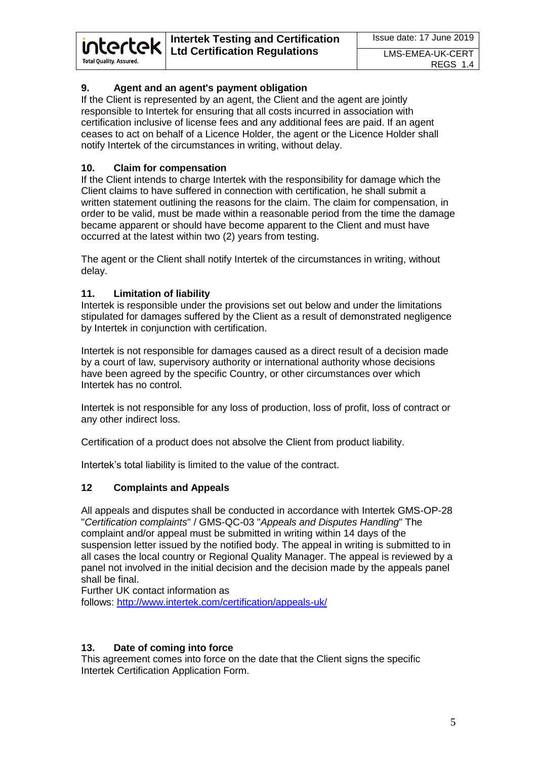## 9. Agent and an agent's payment obligation

If the Client is represented by an agent, the Client and the agent are jointly responsible to Intertek for ensuring that all costs incurred in association with certification inclusive of license fees and any additional fees are paid. If an agent ceases to act on behalf of a Licence Holder, the agent or the Licence Holder shall notify Intertek of the circumstances in writing, without delay.

## 10. Claim for compensation

If the Client intends to charge Intertek with the responsibility for damage which the Client claims to have suffered in connection with certification, he shall submit a written statement outlining the reasons for the claim. The claim for compensation, in order to be valid, must be made within a reasonable period from the time the damage became apparent or should have become apparent to the Client and must have occurred at the latest within two (2) years from testing.

The agent or the Client shall notify Intertek of the circumstances in writing, without delay.

## 11. Limitation of liability

Intertek is responsible under the provisions set out below and under the limitations stipulated for damages suffered by the Client as a result of demonstrated negligence by Intertek in conjunction with certification.

Intertek is not responsible for damages caused as a direct result of a decision made by a court of law, supervisory authority or international authority whose decisions have been agreed by the specific Country, or other circumstances over which Intertek has no control.

Intertek is not responsible for any loss of production, loss of profit, loss of contract or any other indirect loss.

Certification of a product does not absolve the Client from product liability.

Intertek's total liability is limited to the value of the contract.

## 12 Complaints and Appeals

All appeals and disputes shall be conducted in accordance with Intertek GMS-OP-28 "*Certification complaints*" / GMS-QC-03 "*Appeals and Disputes Handling*" The complaint and/or appeal must be submitted in writing within 14 days of the suspension letter issued by the notified body. The appeal in writing is submitted to in all cases the local country or Regional Quality Manager. The appeal is reviewed by a panel not involved in the initial decision and the decision made by the appeals panel shall be final.
Further UK contact information as follows: http://www.intertek.com/certification/appeals-uk/

## 13. Date of coming into force

This agreement comes into force on the date that the Client signs the specific Intertek Certification Application Form.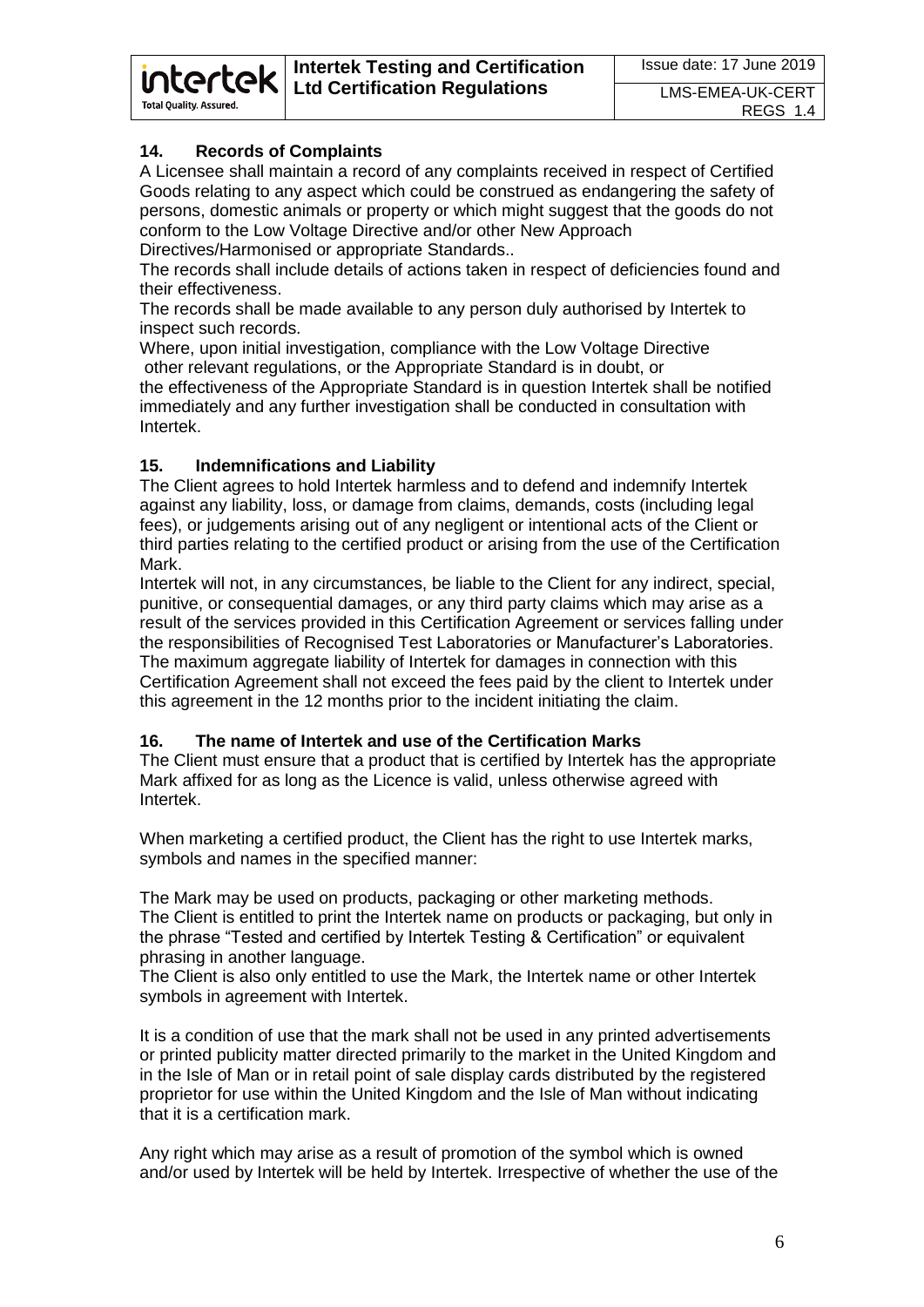### 14. Records of Complaints

A Licensee shall maintain a record of any complaints received in respect of Certified Goods relating to any aspect which could be construed as endangering the safety of persons, domestic animals or property or which might suggest that the goods do not conform to the Low Voltage Directive and/or other New Approach Directives/Harmonised or appropriate Standards..

The records shall include details of actions taken in respect of deficiencies found and their effectiveness.

The records shall be made available to any person duly authorised by Intertek to inspect such records.

Where, upon initial investigation, compliance with the Low Voltage Directive other relevant regulations, or the Appropriate Standard is in doubt, or the effectiveness of the Appropriate Standard is in question Intertek shall be notified immediately and any further investigation shall be conducted in consultation with Intertek.

### 15. Indemnifications and Liability

The Client agrees to hold Intertek harmless and to defend and indemnify Intertek against any liability, loss, or damage from claims, demands, costs (including legal fees), or judgements arising out of any negligent or intentional acts of the Client or third parties relating to the certified product or arising from the use of the Certification Mark.

Intertek will not, in any circumstances, be liable to the Client for any indirect, special, punitive, or consequential damages, or any third party claims which may arise as a result of the services provided in this Certification Agreement or services falling under the responsibilities of Recognised Test Laboratories or Manufacturer's Laboratories. The maximum aggregate liability of Intertek for damages in connection with this Certification Agreement shall not exceed the fees paid by the client to Intertek under this agreement in the 12 months prior to the incident initiating the claim.

### 16. The name of Intertek and use of the Certification Marks

The Client must ensure that a product that is certified by Intertek has the appropriate Mark affixed for as long as the Licence is valid, unless otherwise agreed with Intertek.

When marketing a certified product, the Client has the right to use Intertek marks, symbols and names in the specified manner:

The Mark may be used on products, packaging or other marketing methods.
The Client is entitled to print the Intertek name on products or packaging, but only in the phrase "Tested and certified by Intertek Testing & Certification" or equivalent phrasing in another language.
The Client is also only entitled to use the Mark, the Intertek name or other Intertek symbols in agreement with Intertek.

It is a condition of use that the mark shall not be used in any printed advertisements or printed publicity matter directed primarily to the market in the United Kingdom and in the Isle of Man or in retail point of sale display cards distributed by the registered proprietor for use within the United Kingdom and the Isle of Man without indicating that it is a certification mark.

Any right which may arise as a result of promotion of the symbol which is owned and/or used by Intertek will be held by Intertek. Irrespective of whether the use of the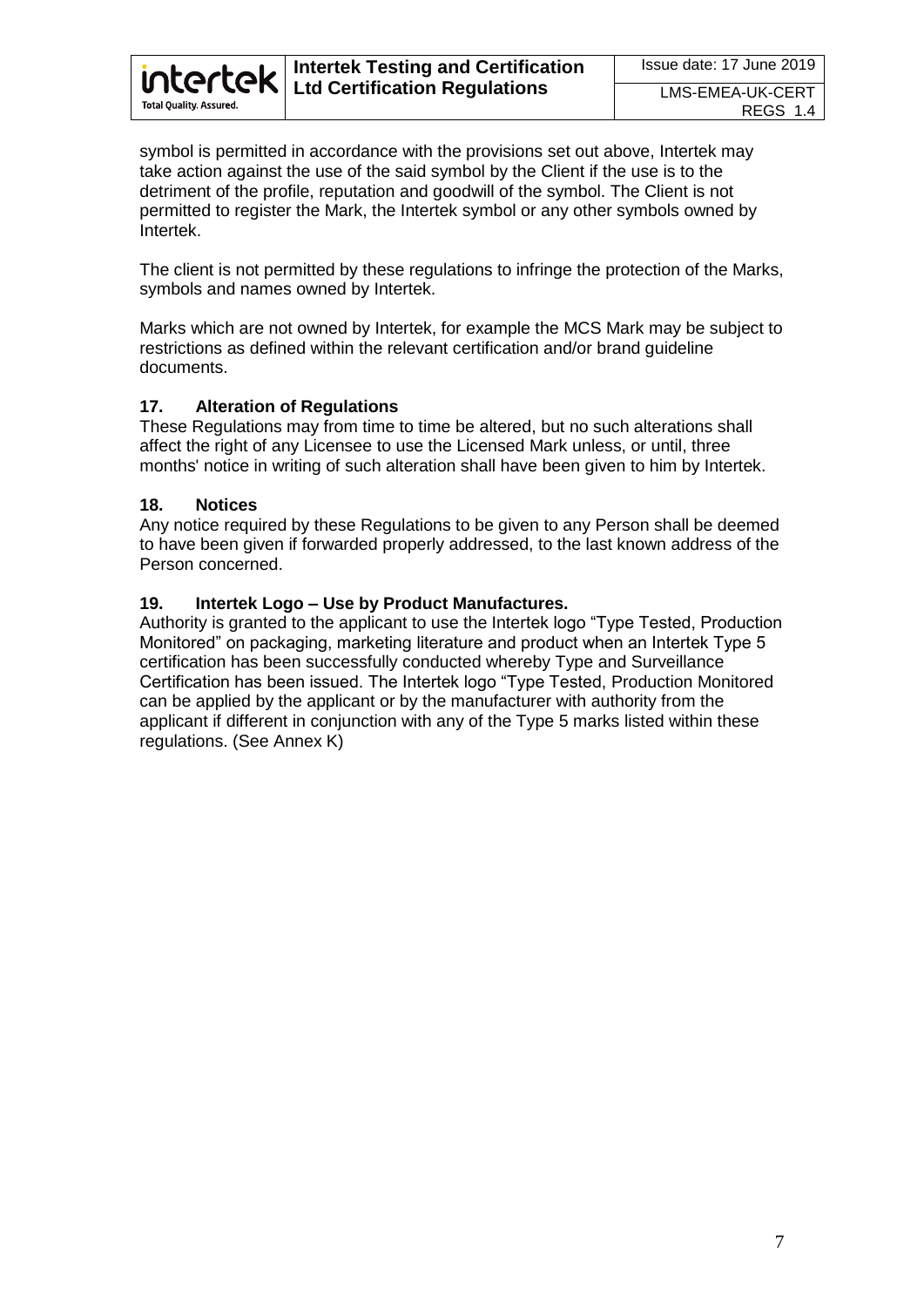symbol is permitted in accordance with the provisions set out above, Intertek may take action against the use of the said symbol by the Client if the use is to the detriment of the profile, reputation and goodwill of the symbol. The Client is not permitted to register the Mark, the Intertek symbol or any other symbols owned by Intertek.

The client is not permitted by these regulations to infringe the protection of the Marks, symbols and names owned by Intertek.

Marks which are not owned by Intertek, for example the MCS Mark may be subject to restrictions as defined within the relevant certification and/or brand guideline documents.

## 17. Alteration of Regulations

These Regulations may from time to time be altered, but no such alterations shall affect the right of any Licensee to use the Licensed Mark unless, or until, three months' notice in writing of such alteration shall have been given to him by Intertek.

## 18. Notices

Any notice required by these Regulations to be given to any Person shall be deemed to have been given if forwarded properly addressed, to the last known address of the Person concerned.

## 19. Intertek Logo – Use by Product Manufactures.

Authority is granted to the applicant to use the Intertek logo "Type Tested, Production Monitored" on packaging, marketing literature and product when an Intertek Type 5 certification has been successfully conducted whereby Type and Surveillance Certification has been issued. The Intertek logo "Type Tested, Production Monitored can be applied by the applicant or by the manufacturer with authority from the applicant if different in conjunction with any of the Type 5 marks listed within these regulations. (See Annex K)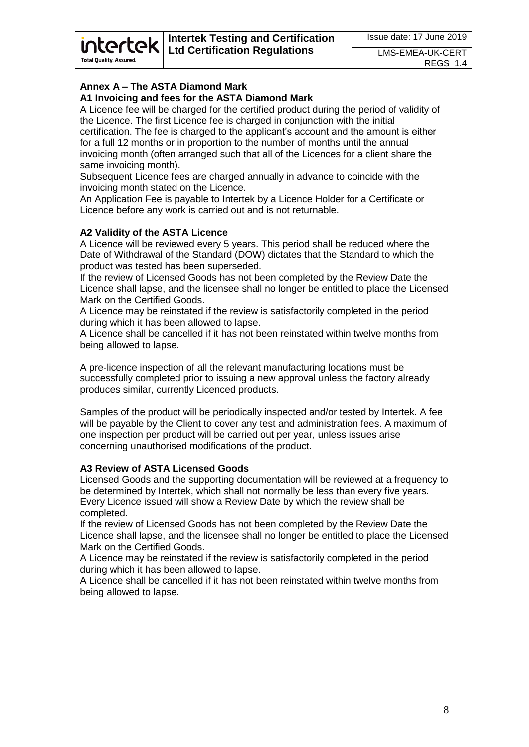## Annex A – The ASTA Diamond Mark

### A1 Invoicing and fees for the ASTA Diamond Mark

A Licence fee will be charged for the certified product during the period of validity of the Licence. The first Licence fee is charged in conjunction with the initial certification. The fee is charged to the applicant's account and the amount is either for a full 12 months or in proportion to the number of months until the annual invoicing month (often arranged such that all of the Licences for a client share the same invoicing month).

Subsequent Licence fees are charged annually in advance to coincide with the invoicing month stated on the Licence.

An Application Fee is payable to Intertek by a Licence Holder for a Certificate or Licence before any work is carried out and is not returnable.

### A2 Validity of the ASTA Licence

A Licence will be reviewed every 5 years. This period shall be reduced where the Date of Withdrawal of the Standard (DOW) dictates that the Standard to which the product was tested has been superseded.

If the review of Licensed Goods has not been completed by the Review Date the Licence shall lapse, and the licensee shall no longer be entitled to place the Licensed Mark on the Certified Goods.

A Licence may be reinstated if the review is satisfactorily completed in the period during which it has been allowed to lapse.

A Licence shall be cancelled if it has not been reinstated within twelve months from being allowed to lapse.

A pre-licence inspection of all the relevant manufacturing locations must be successfully completed prior to issuing a new approval unless the factory already produces similar, currently Licenced products.

Samples of the product will be periodically inspected and/or tested by Intertek. A fee will be payable by the Client to cover any test and administration fees. A maximum of one inspection per product will be carried out per year, unless issues arise concerning unauthorised modifications of the product.

### A3 Review of ASTA Licensed Goods

Licensed Goods and the supporting documentation will be reviewed at a frequency to be determined by Intertek, which shall not normally be less than every five years. Every Licence issued will show a Review Date by which the review shall be completed.

If the review of Licensed Goods has not been completed by the Review Date the Licence shall lapse, and the licensee shall no longer be entitled to place the Licensed Mark on the Certified Goods.

A Licence may be reinstated if the review is satisfactorily completed in the period during which it has been allowed to lapse.

A Licence shall be cancelled if it has not been reinstated within twelve months from being allowed to lapse.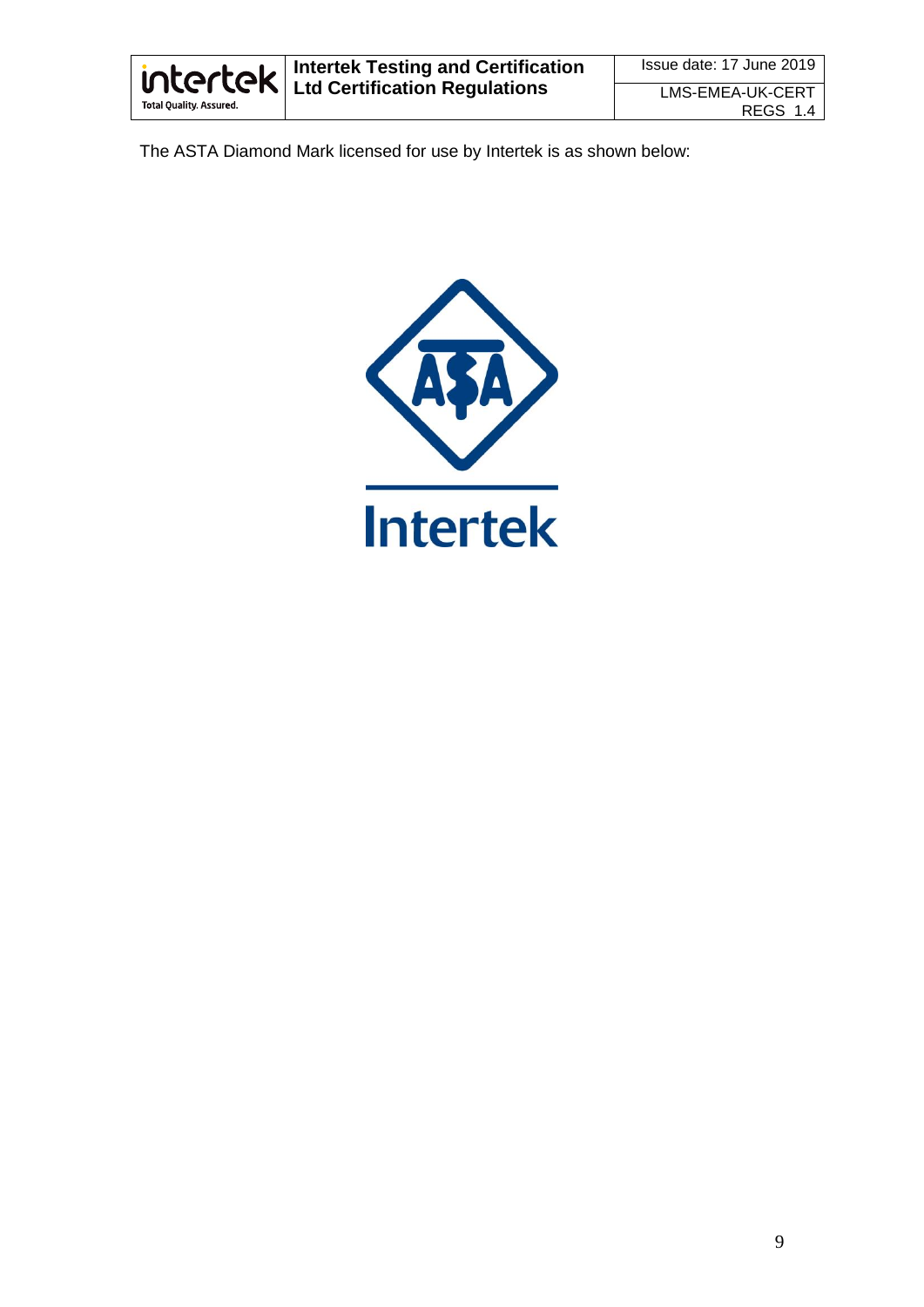The ASTA Diamond Mark licensed for use by Intertek is as shown below: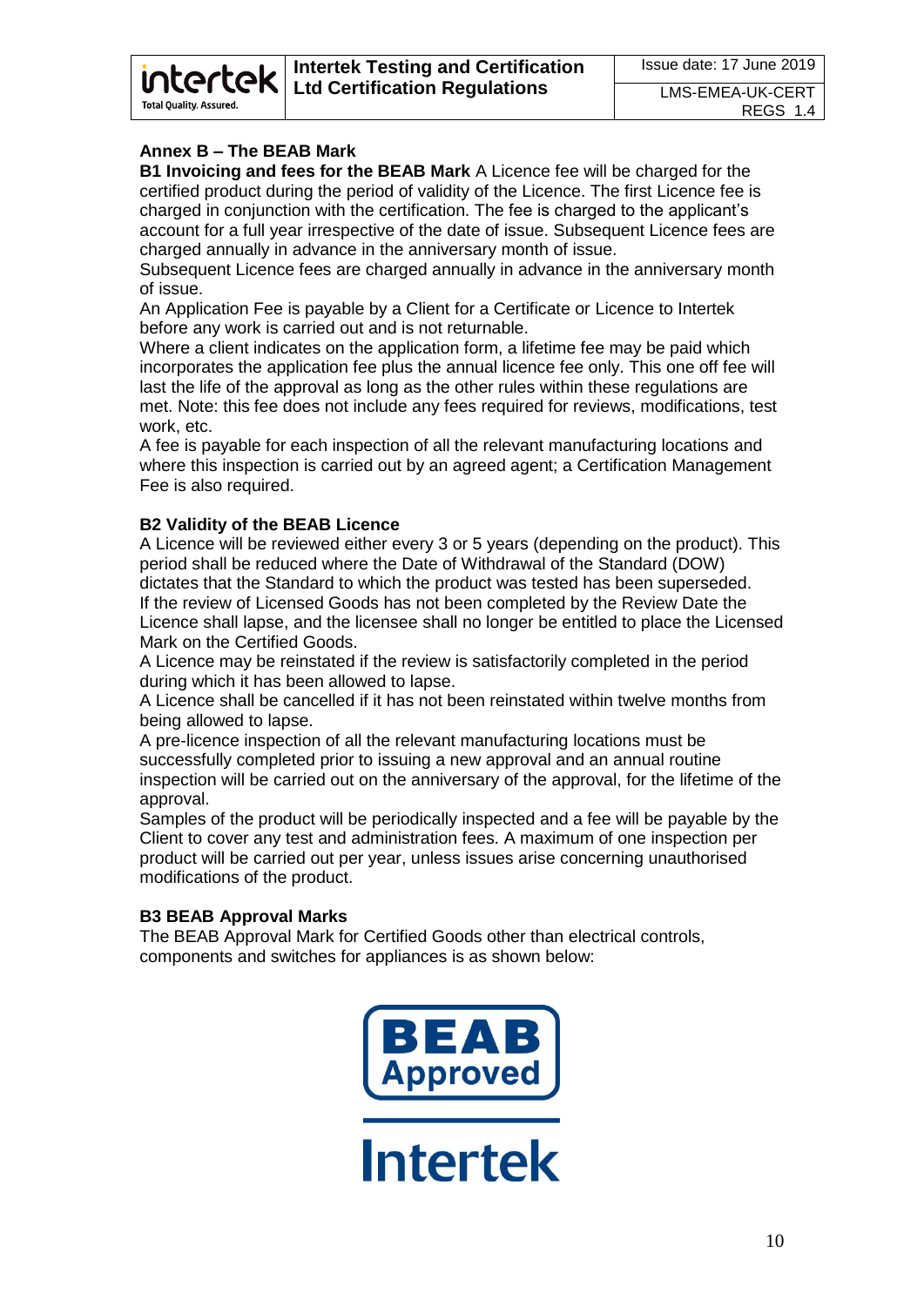## Annex B – The BEAB Mark

**B1 Invoicing and fees for the BEAB Mark** A Licence fee will be charged for the certified product during the period of validity of the Licence. The first Licence fee is charged in conjunction with the certification. The fee is charged to the applicant's account for a full year irrespective of the date of issue. Subsequent Licence fees are charged annually in advance in the anniversary month of issue.

Subsequent Licence fees are charged annually in advance in the anniversary month of issue.

An Application Fee is payable by a Client for a Certificate or Licence to Intertek before any work is carried out and is not returnable.

Where a client indicates on the application form, a lifetime fee may be paid which incorporates the application fee plus the annual licence fee only. This one off fee will last the life of the approval as long as the other rules within these regulations are met. Note: this fee does not include any fees required for reviews, modifications, test work, etc.

A fee is payable for each inspection of all the relevant manufacturing locations and where this inspection is carried out by an agreed agent; a Certification Management Fee is also required.

**B2 Validity of the BEAB Licence**

A Licence will be reviewed either every 3 or 5 years (depending on the product). This period shall be reduced where the Date of Withdrawal of the Standard (DOW) dictates that the Standard to which the product was tested has been superseded.

If the review of Licensed Goods has not been completed by the Review Date the Licence shall lapse, and the licensee shall no longer be entitled to place the Licensed Mark on the Certified Goods.

A Licence may be reinstated if the review is satisfactorily completed in the period during which it has been allowed to lapse.

A Licence shall be cancelled if it has not been reinstated within twelve months from being allowed to lapse.

A pre-licence inspection of all the relevant manufacturing locations must be successfully completed prior to issuing a new approval and an annual routine inspection will be carried out on the anniversary of the approval, for the lifetime of the approval.

Samples of the product will be periodically inspected and a fee will be payable by the Client to cover any test and administration fees. A maximum of one inspection per product will be carried out per year, unless issues arise concerning unauthorised modifications of the product.

**B3 BEAB Approval Marks**

The BEAB Approval Mark for Certified Goods other than electrical controls, components and switches for appliances is as shown below:

BEAB Approved

Intertek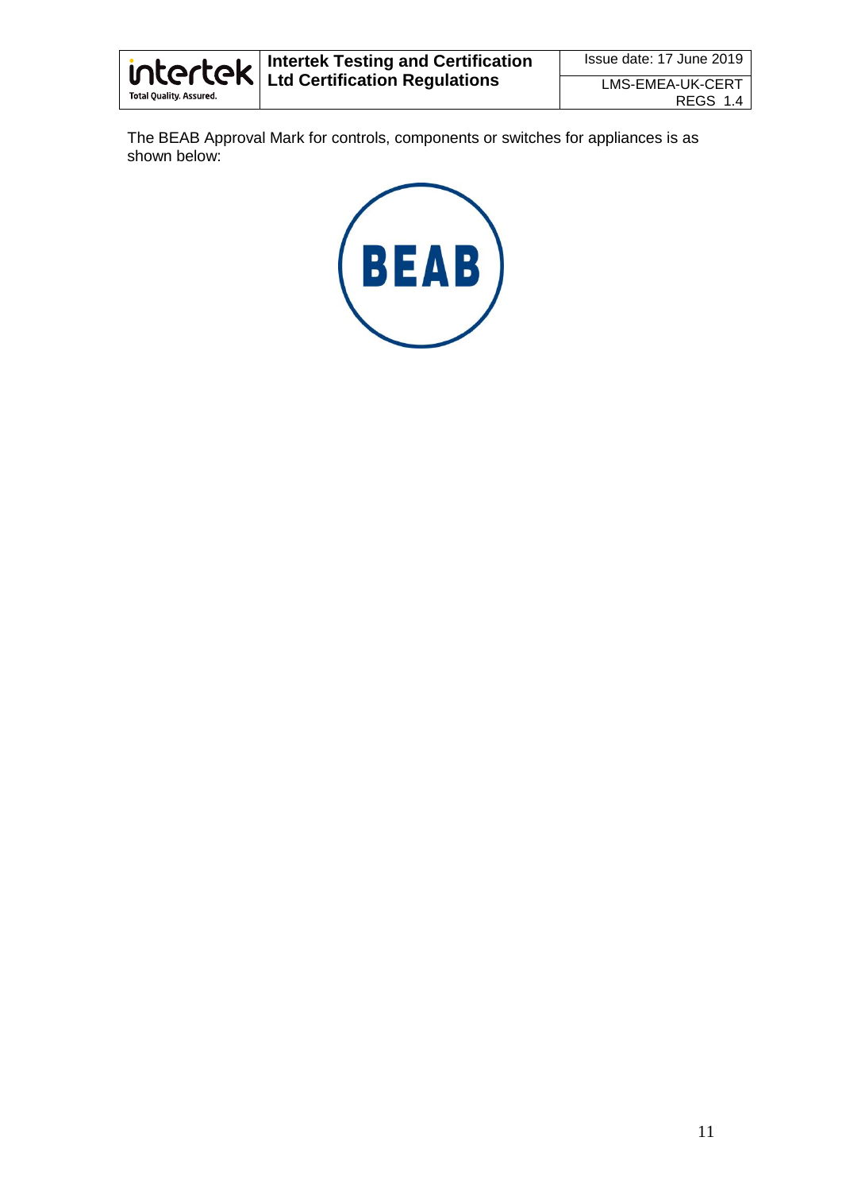The BEAB Approval Mark for controls, components or switches for appliances is as shown below: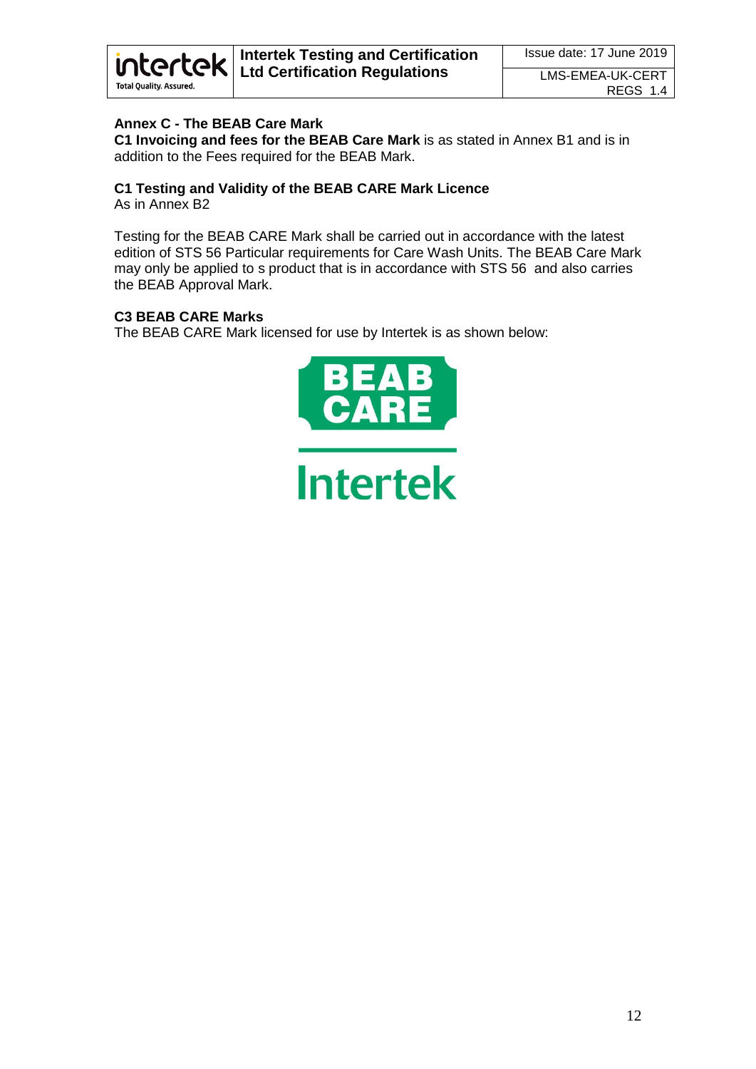**Annex C - The BEAB Care Mark**

**C1 Invoicing and fees for the BEAB Care Mark** is as stated in Annex B1 and is in addition to the Fees required for the BEAB Mark.

**C1 Testing and Validity of the BEAB CARE Mark Licence**

As in Annex B2

Testing for the BEAB CARE Mark shall be carried out in accordance with the latest edition of STS 56 Particular requirements for Care Wash Units. The BEAB Care Mark may only be applied to s product that is in accordance with STS 56 and also carries the BEAB Approval Mark.

**C3 BEAB CARE Marks**

The BEAB CARE Mark licensed for use by Intertek is as shown below:

BEAB CARE

Intertek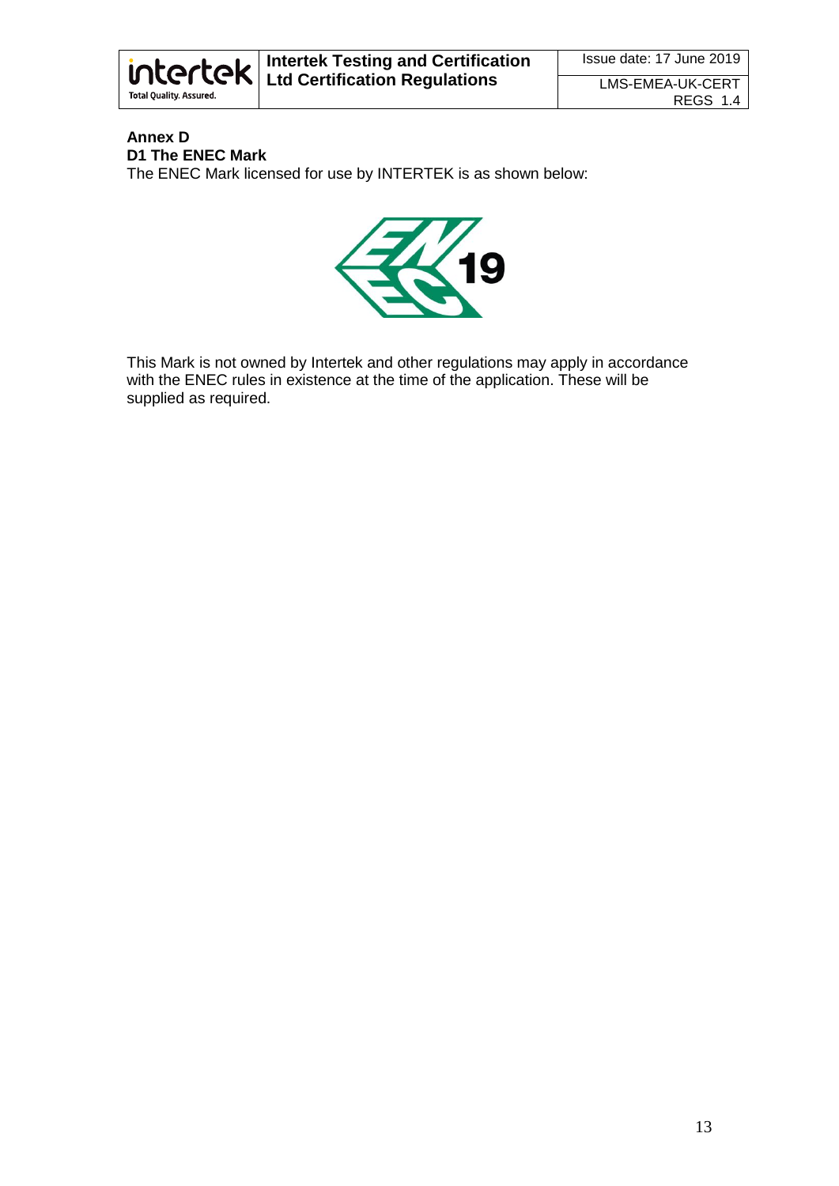**Annex D**

**D1 The ENEC Mark**

The ENEC Mark licensed for use by INTERTEK is as shown below:

This Mark is not owned by Intertek and other regulations may apply in accordance with the ENEC rules in existence at the time of the application. These will be supplied as required.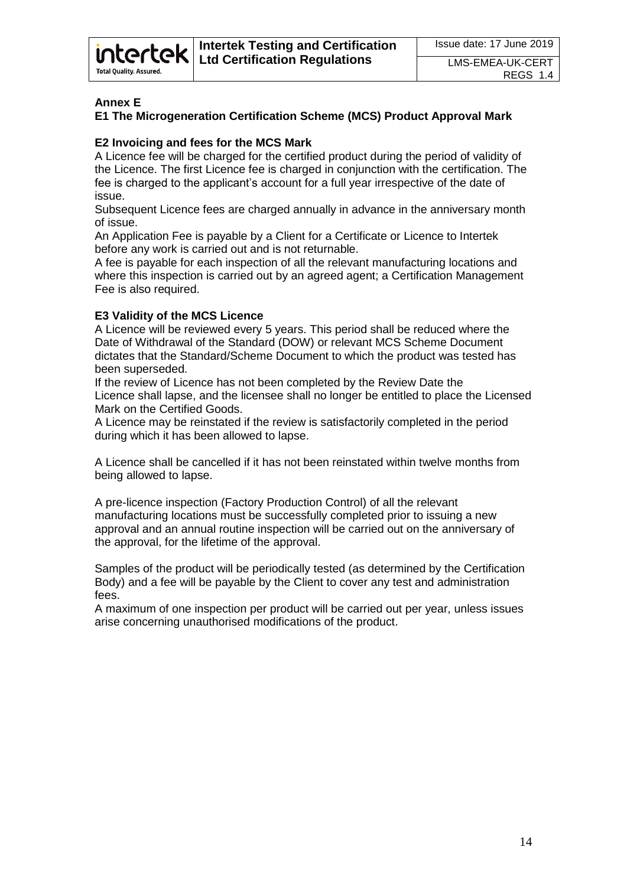## Annex E

### E1 The Microgeneration Certification Scheme (MCS) Product Approval Mark

### E2 Invoicing and fees for the MCS Mark

A Licence fee will be charged for the certified product during the period of validity of the Licence. The first Licence fee is charged in conjunction with the certification. The fee is charged to the applicant's account for a full year irrespective of the date of issue.

Subsequent Licence fees are charged annually in advance in the anniversary month of issue.

An Application Fee is payable by a Client for a Certificate or Licence to Intertek before any work is carried out and is not returnable.

A fee is payable for each inspection of all the relevant manufacturing locations and where this inspection is carried out by an agreed agent; a Certification Management Fee is also required.

### E3 Validity of the MCS Licence

A Licence will be reviewed every 5 years. This period shall be reduced where the Date of Withdrawal of the Standard (DOW) or relevant MCS Scheme Document dictates that the Standard/Scheme Document to which the product was tested has been superseded.

If the review of Licence has not been completed by the Review Date the Licence shall lapse, and the licensee shall no longer be entitled to place the Licensed Mark on the Certified Goods.

A Licence may be reinstated if the review is satisfactorily completed in the period during which it has been allowed to lapse.

A Licence shall be cancelled if it has not been reinstated within twelve months from being allowed to lapse.

A pre-licence inspection (Factory Production Control) of all the relevant manufacturing locations must be successfully completed prior to issuing a new approval and an annual routine inspection will be carried out on the anniversary of the approval, for the lifetime of the approval.

Samples of the product will be periodically tested (as determined by the Certification Body) and a fee will be payable by the Client to cover any test and administration fees.

A maximum of one inspection per product will be carried out per year, unless issues arise concerning unauthorised modifications of the product.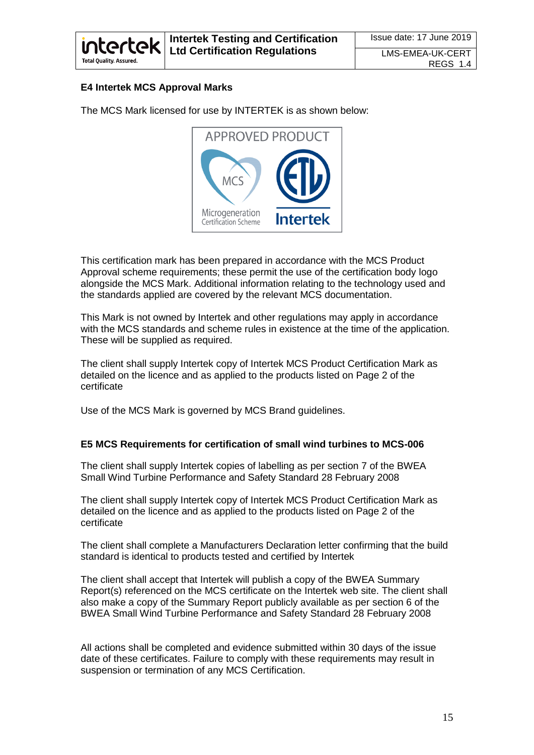## E4 Intertek MCS Approval Marks

The MCS Mark licensed for use by INTERTEK is as shown below:

This certification mark has been prepared in accordance with the MCS Product Approval scheme requirements; these permit the use of the certification body logo alongside the MCS Mark. Additional information relating to the technology used and the standards applied are covered by the relevant MCS documentation.

This Mark is not owned by Intertek and other regulations may apply in accordance with the MCS standards and scheme rules in existence at the time of the application. These will be supplied as required.

The client shall supply Intertek copy of Intertek MCS Product Certification Mark as detailed on the licence and as applied to the products listed on Page 2 of the certificate

Use of the MCS Mark is governed by MCS Brand guidelines.

## E5 MCS Requirements for certification of small wind turbines to MCS-006

The client shall supply Intertek copies of labelling as per section 7 of the BWEA Small Wind Turbine Performance and Safety Standard 28 February 2008

The client shall supply Intertek copy of Intertek MCS Product Certification Mark as detailed on the licence and as applied to the products listed on Page 2 of the certificate

The client shall complete a Manufacturers Declaration letter confirming that the build standard is identical to products tested and certified by Intertek

The client shall accept that Intertek will publish a copy of the BWEA Summary Report(s) referenced on the MCS certificate on the Intertek web site. The client shall also make a copy of the Summary Report publicly available as per section 6 of the BWEA Small Wind Turbine Performance and Safety Standard 28 February 2008

All actions shall be completed and evidence submitted within 30 days of the issue date of these certificates. Failure to comply with these requirements may result in suspension or termination of any MCS Certification.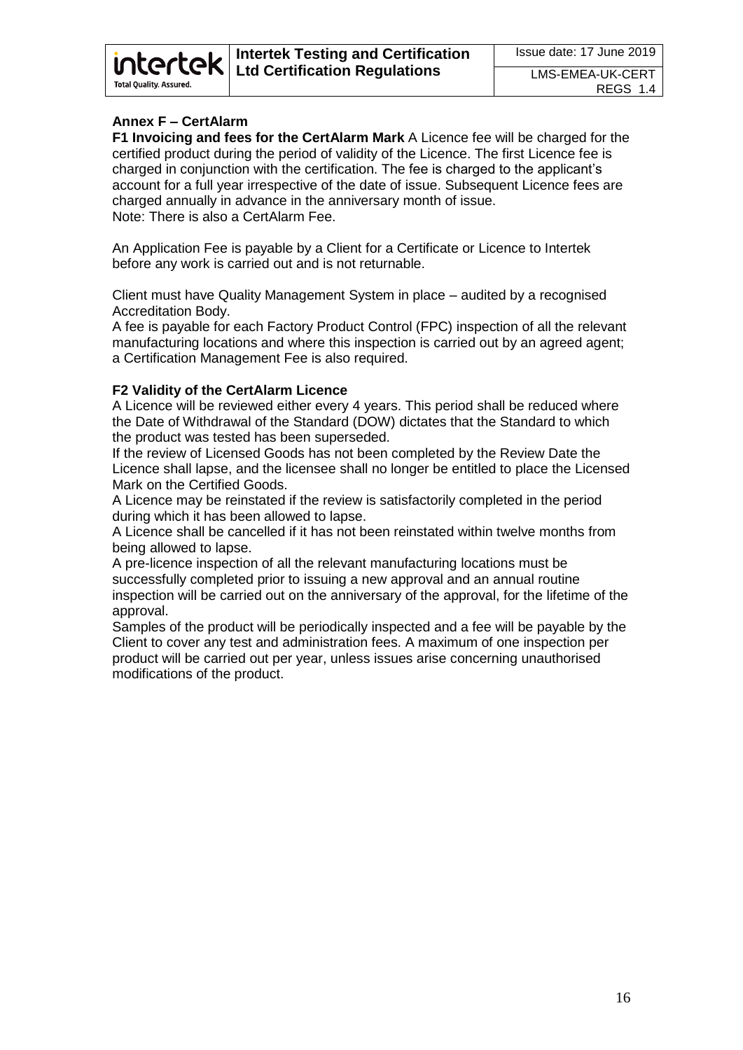## Annex F – CertAlarm

**F1 Invoicing and fees for the CertAlarm Mark** A Licence fee will be charged for the certified product during the period of validity of the Licence. The first Licence fee is charged in conjunction with the certification. The fee is charged to the applicant's account for a full year irrespective of the date of issue. Subsequent Licence fees are charged annually in advance in the anniversary month of issue.
Note: There is also a CertAlarm Fee.

An Application Fee is payable by a Client for a Certificate or Licence to Intertek before any work is carried out and is not returnable.

Client must have Quality Management System in place – audited by a recognised Accreditation Body.
A fee is payable for each Factory Product Control (FPC) inspection of all the relevant manufacturing locations and where this inspection is carried out by an agreed agent; a Certification Management Fee is also required.

**F2 Validity of the CertAlarm Licence**
A Licence will be reviewed either every 4 years. This period shall be reduced where the Date of Withdrawal of the Standard (DOW) dictates that the Standard to which the product was tested has been superseded.
If the review of Licensed Goods has not been completed by the Review Date the Licence shall lapse, and the licensee shall no longer be entitled to place the Licensed Mark on the Certified Goods.
A Licence may be reinstated if the review is satisfactorily completed in the period during which it has been allowed to lapse.
A Licence shall be cancelled if it has not been reinstated within twelve months from being allowed to lapse.
A pre-licence inspection of all the relevant manufacturing locations must be successfully completed prior to issuing a new approval and an annual routine inspection will be carried out on the anniversary of the approval, for the lifetime of the approval.
Samples of the product will be periodically inspected and a fee will be payable by the Client to cover any test and administration fees. A maximum of one inspection per product will be carried out per year, unless issues arise concerning unauthorised modifications of the product.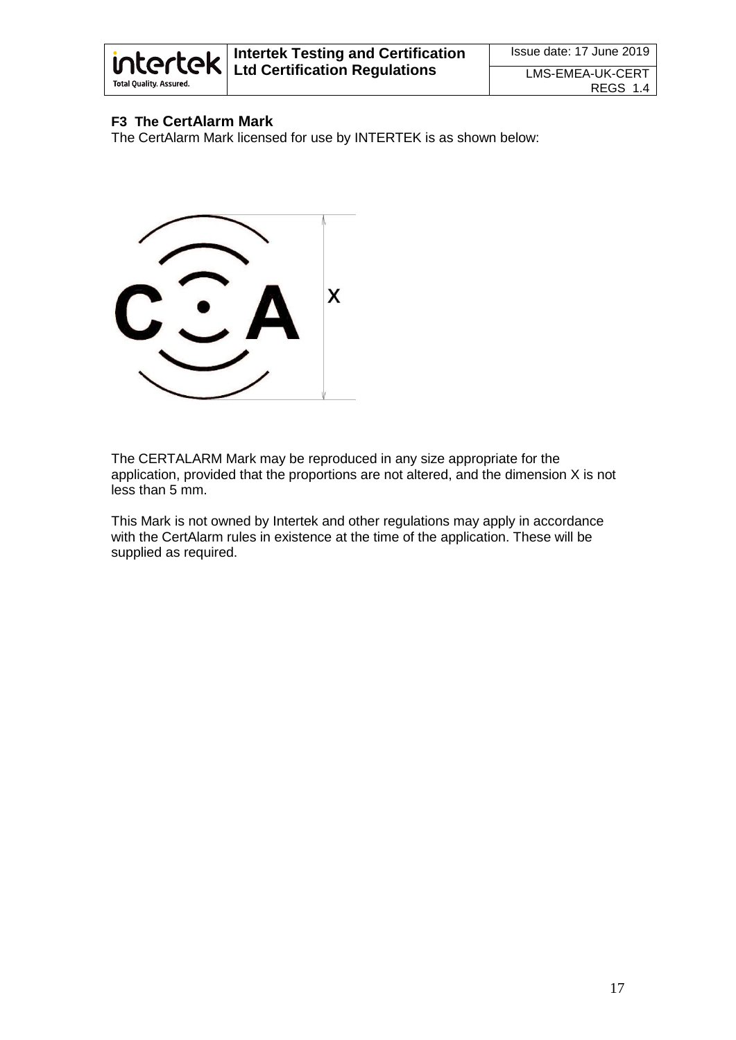## F3 The CertAlarm Mark

The CertAlarm Mark licensed for use by INTERTEK is as shown below:

The CERTALARM Mark may be reproduced in any size appropriate for the application, provided that the proportions are not altered, and the dimension X is not less than 5 mm.

This Mark is not owned by Intertek and other regulations may apply in accordance with the CertAlarm rules in existence at the time of the application. These will be supplied as required.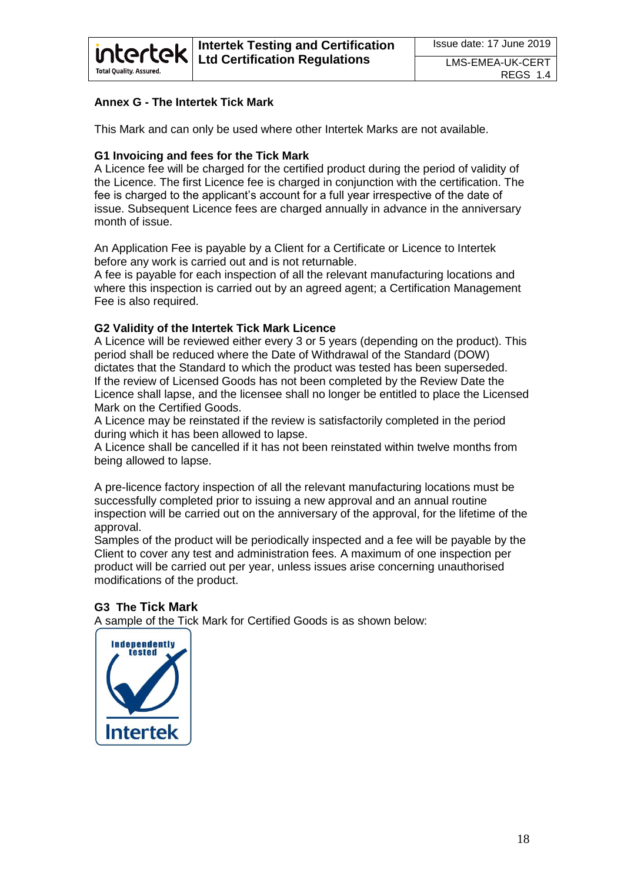## Annex G - The Intertek Tick Mark

This Mark and can only be used where other Intertek Marks are not available.

### G1 Invoicing and fees for the Tick Mark

A Licence fee will be charged for the certified product during the period of validity of the Licence. The first Licence fee is charged in conjunction with the certification. The fee is charged to the applicant's account for a full year irrespective of the date of issue. Subsequent Licence fees are charged annually in advance in the anniversary month of issue.

An Application Fee is payable by a Client for a Certificate or Licence to Intertek before any work is carried out and is not returnable.
A fee is payable for each inspection of all the relevant manufacturing locations and where this inspection is carried out by an agreed agent; a Certification Management Fee is also required.

### G2 Validity of the Intertek Tick Mark Licence

A Licence will be reviewed either every 3 or 5 years (depending on the product). This period shall be reduced where the Date of Withdrawal of the Standard (DOW) dictates that the Standard to which the product was tested has been superseded.
If the review of Licensed Goods has not been completed by the Review Date the Licence shall lapse, and the licensee shall no longer be entitled to place the Licensed Mark on the Certified Goods.
A Licence may be reinstated if the review is satisfactorily completed in the period during which it has been allowed to lapse.
A Licence shall be cancelled if it has not been reinstated within twelve months from being allowed to lapse.

A pre-licence factory inspection of all the relevant manufacturing locations must be successfully completed prior to issuing a new approval and an annual routine inspection will be carried out on the anniversary of the approval, for the lifetime of the approval.
Samples of the product will be periodically inspected and a fee will be payable by the Client to cover any test and administration fees. A maximum of one inspection per product will be carried out per year, unless issues arise concerning unauthorised modifications of the product.

### G3 The Tick Mark

A sample of the Tick Mark for Certified Goods is as shown below:

Independently tested

Intertek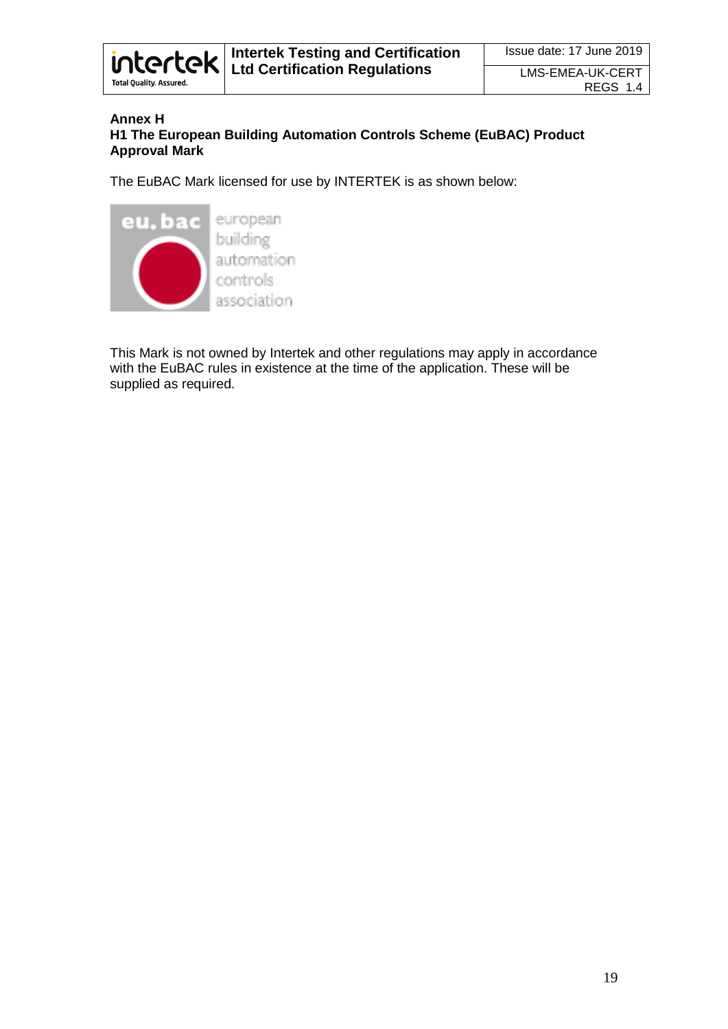## Annex H

### H1 The European Building Automation Controls Scheme (EuBAC) Product Approval Mark

The EuBAC Mark licensed for use by INTERTEK is as shown below:

This Mark is not owned by Intertek and other regulations may apply in accordance with the EuBAC rules in existence at the time of the application. These will be supplied as required.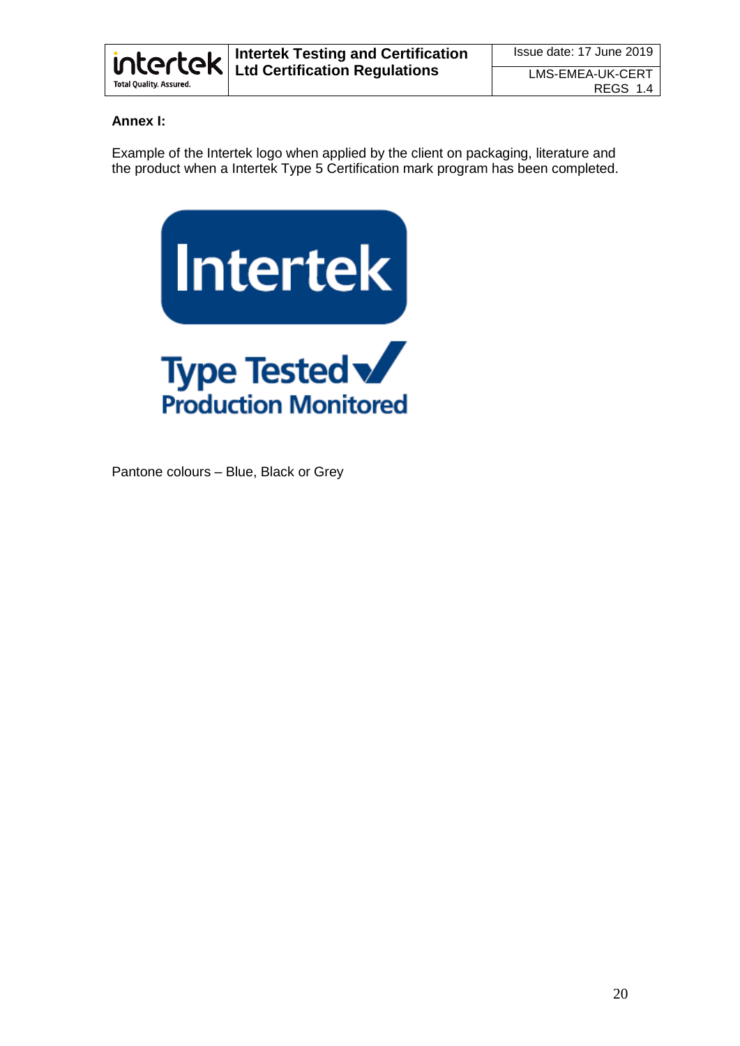**Annex I:**

Example of the Intertek logo when applied by the client on packaging, literature and the product when a Intertek Type 5 Certification mark program has been completed.

Pantone colours – Blue, Black or Grey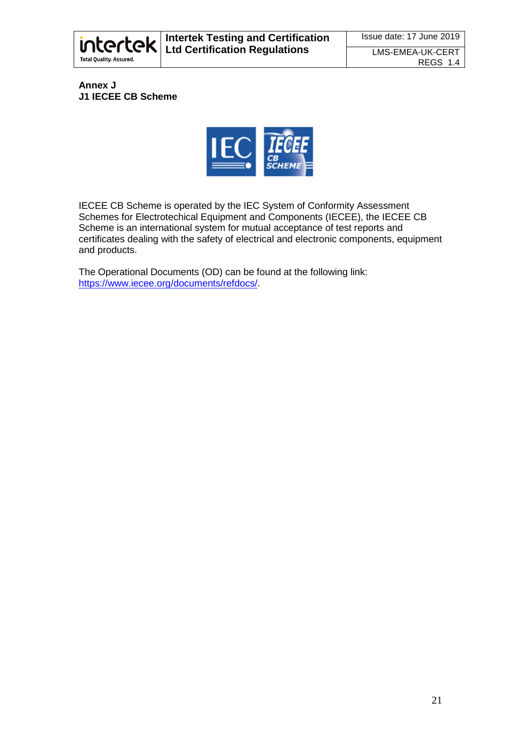**Annex J**

**J1 IECEE CB Scheme**

IECEE CB Scheme is operated by the IEC System of Conformity Assessment Schemes for Electrotechical Equipment and Components (IECEE), the IECEE CB Scheme is an international system for mutual acceptance of test reports and certificates dealing with the safety of electrical and electronic components, equipment and products.

The Operational Documents (OD) can be found at the following link: https://www.iecee.org/documents/refdocs/.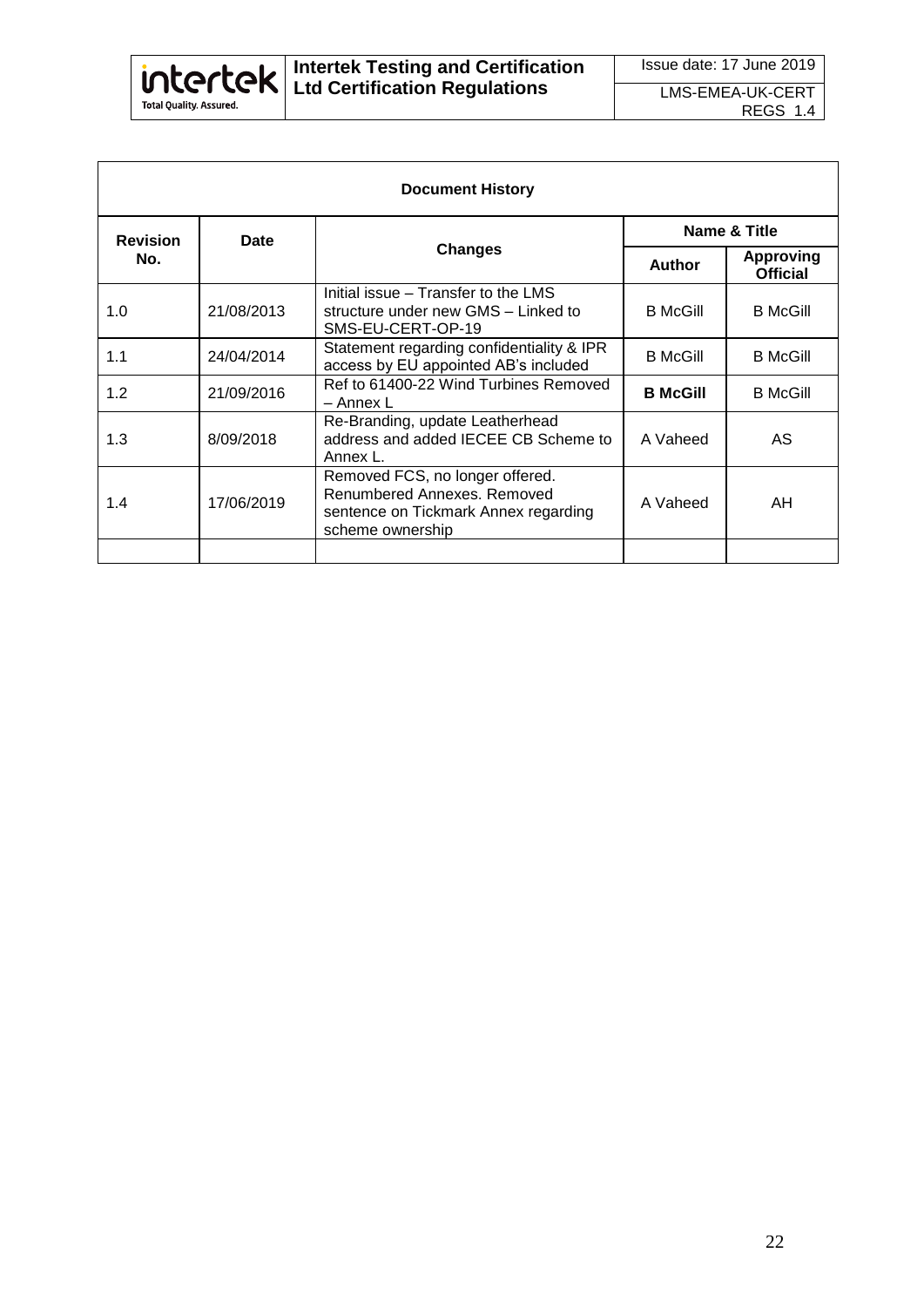| Document History | | | | |
|---|---|---|---|---|
| **Revision No.** | **Date** | **Changes** | **Name & Title** | |
| | | | **Author** | **Approving Official** |
| 1.0 | 21/08/2013 | Initial issue – Transfer to the LMS structure under new GMS – Linked to SMS-EU-CERT-OP-19 | B McGill | B McGill |
| 1.1 | 24/04/2014 | Statement regarding confidentiality & IPR access by EU appointed AB's included | B McGill | B McGill |
| 1.2 | 21/09/2016 | Ref to 61400-22 Wind Turbines Removed – Annex L | **B McGill** | B McGill |
| 1.3 | 8/09/2018 | Re-Branding, update Leatherhead address and added IECEE CB Scheme to Annex L. | A Vaheed | AS |
| 1.4 | 17/06/2019 | Removed FCS, no longer offered. Renumbered Annexes. Removed sentence on Tickmark Annex regarding scheme ownership | A Vaheed | AH |
| | | | | |